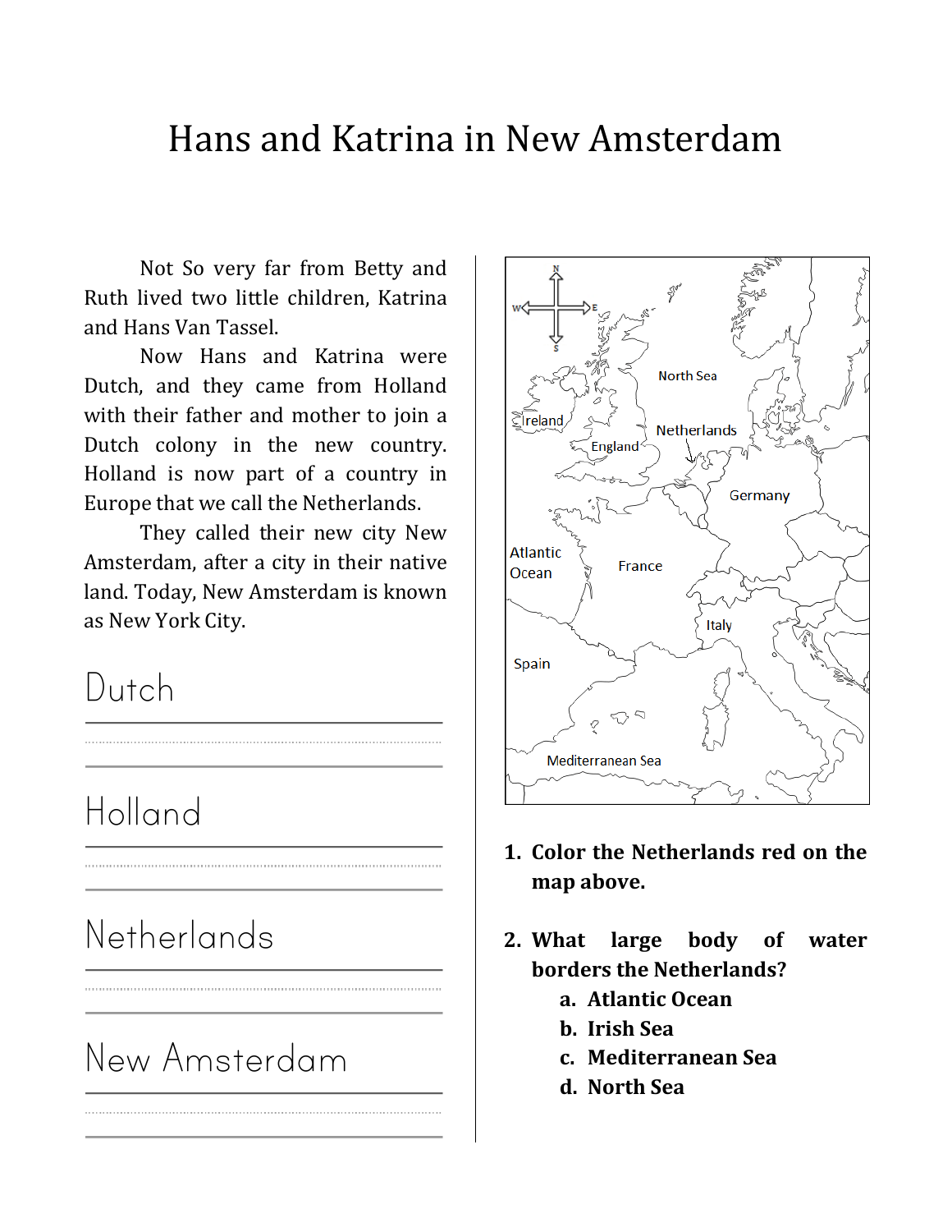# Hans and Katrina in New Amsterdam

Not So very far from Betty and Ruth lived two little children, Katrina and Hans Van Tassel.

Now Hans and Katrina were Dutch, and they came from Holland with their father and mother to join a Dutch colony in the new country. Holland is now part of a country in Europe that we call the Netherlands.

They called their new city New Amsterdam, after a city in their native land. Today, New Amsterdam is known as New York City.

Dutch

Holland

Netherlands

New Amsterdam

N

W E

S

North Sea

Ireland

England

Netherlands

Germany

Atlantic Ocean

France

Italy

Spain

Mediterranean Sea

1. **Color the Netherlands red on the map above.**

2. **What large body of water borders the Netherlands?**
   a. **Atlantic Ocean**
   b. **Irish Sea**
   c. **Mediterranean Sea**
   d. **North Sea**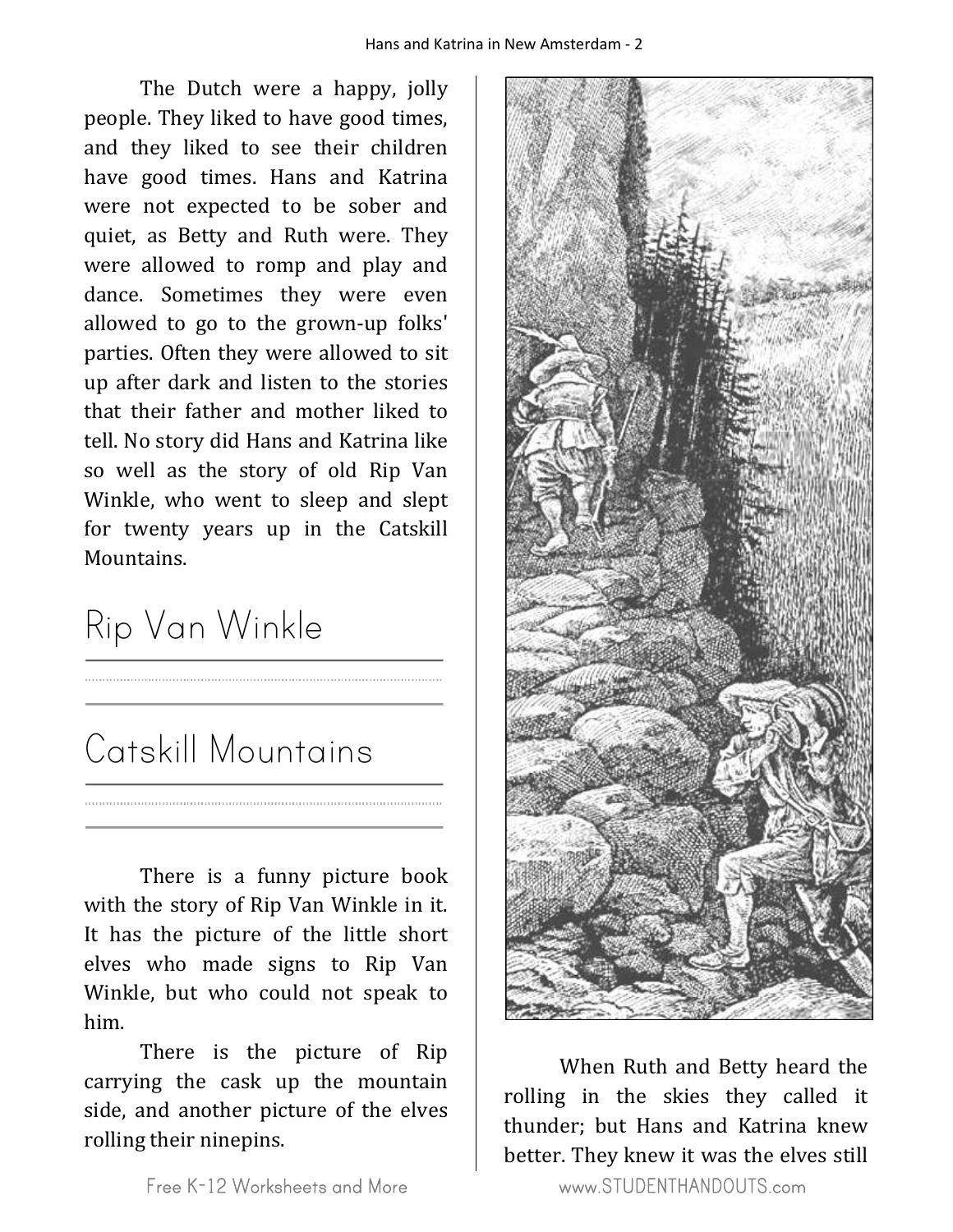The Dutch were a happy, jolly people. They liked to have good times, and they liked to see their children have good times. Hans and Katrina were not expected to be sober and quiet, as Betty and Ruth were. They were allowed to romp and play and dance. Sometimes they were even allowed to go to the grown-up folks' parties. Often they were allowed to sit up after dark and listen to the stories that their father and mother liked to tell. No story did Hans and Katrina like so well as the story of old Rip Van Winkle, who went to sleep and slept for twenty years up in the Catskill Mountains.

Rip Van Winkle

Catskill Mountains

There is a funny picture book with the story of Rip Van Winkle in it. It has the picture of the little short elves who made signs to Rip Van Winkle, but who could not speak to him.

There is the picture of Rip carrying the cask up the mountain side, and another picture of the elves rolling their ninepins.

When Ruth and Betty heard the rolling in the skies they called it thunder; but Hans and Katrina knew better. They knew it was the elves still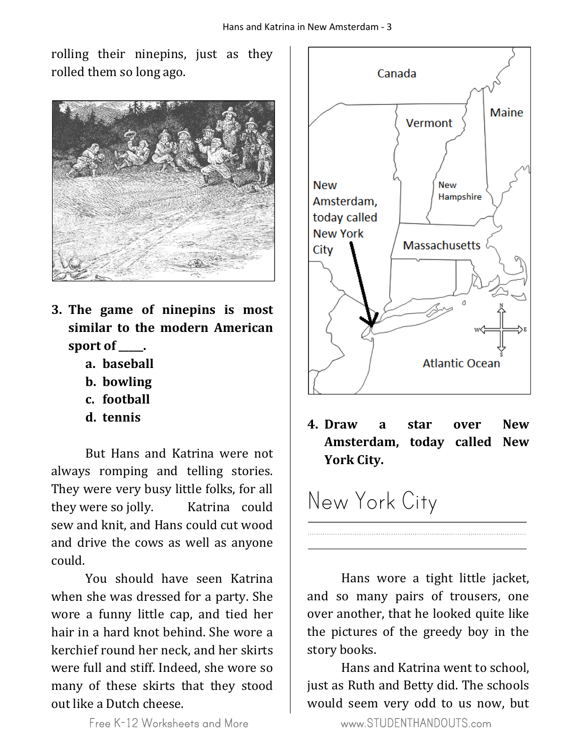rolling their ninepins, just as they rolled them so long ago.

**3. The game of ninepins is most similar to the modern American sport of \_\_\_\_\_.**

  **a. baseball**

  **b. bowling**

  **c. football**

  **d. tennis**

But Hans and Katrina were not always romping and telling stories. They were very busy little folks, for all they were so jolly. Katrina could sew and knit, and Hans could cut wood and drive the cows as well as anyone could.

You should have seen Katrina when she was dressed for a party. She wore a funny little cap, and tied her hair in a hard knot behind. She wore a kerchief round her neck, and her skirts were full and stiff. Indeed, she wore so many of these skirts that they stood out like a Dutch cheese.

Canada

Vermont

Maine

New Hampshire

New Amsterdam, today called New York City

Massachusetts

Atlantic Ocean

**4. Draw a star over New Amsterdam, today called New York City.**

New York City

Hans wore a tight little jacket, and so many pairs of trousers, one over another, that he looked quite like the pictures of the greedy boy in the story books.

Hans and Katrina went to school, just as Ruth and Betty did. The schools would seem very odd to us now, but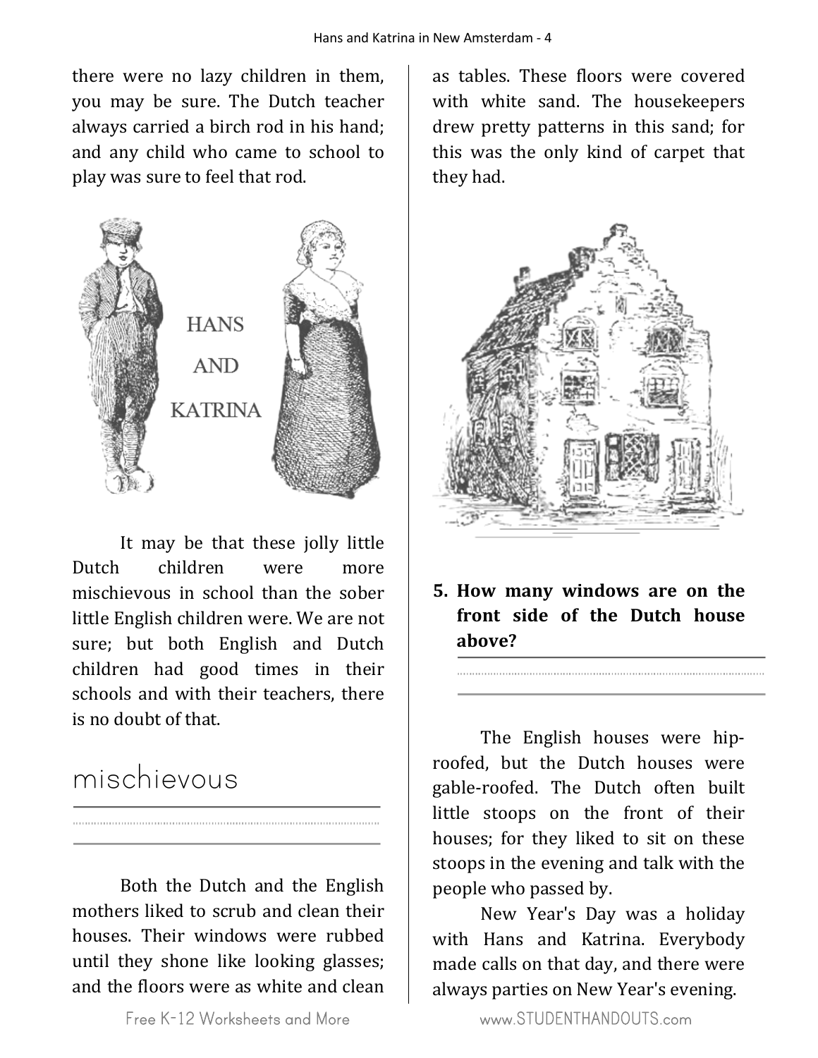there were no lazy children in them, you may be sure. The Dutch teacher always carried a birch rod in his hand; and any child who came to school to play was sure to feel that rod.

HANS

AND

KATRINA

It may be that these jolly little Dutch children were more mischievous in school than the sober little English children were. We are not sure; but both English and Dutch children had good times in their schools and with their teachers, there is no doubt of that.

mischievous

_______________________________________________

Both the Dutch and the English mothers liked to scrub and clean their houses. Their windows were rubbed until they shone like looking glasses; and the floors were as white and clean as tables. These floors were covered with white sand. The housekeepers drew pretty patterns in this sand; for this was the only kind of carpet that they had.

**5. How many windows are on the front side of the Dutch house above?**

_______________________________________________

The English houses were hip-roofed, but the Dutch houses were gable-roofed. The Dutch often built little stoops on the front of their houses; for they liked to sit on these stoops in the evening and talk with the people who passed by.

New Year's Day was a holiday with Hans and Katrina. Everybody made calls on that day, and there were always parties on New Year's evening.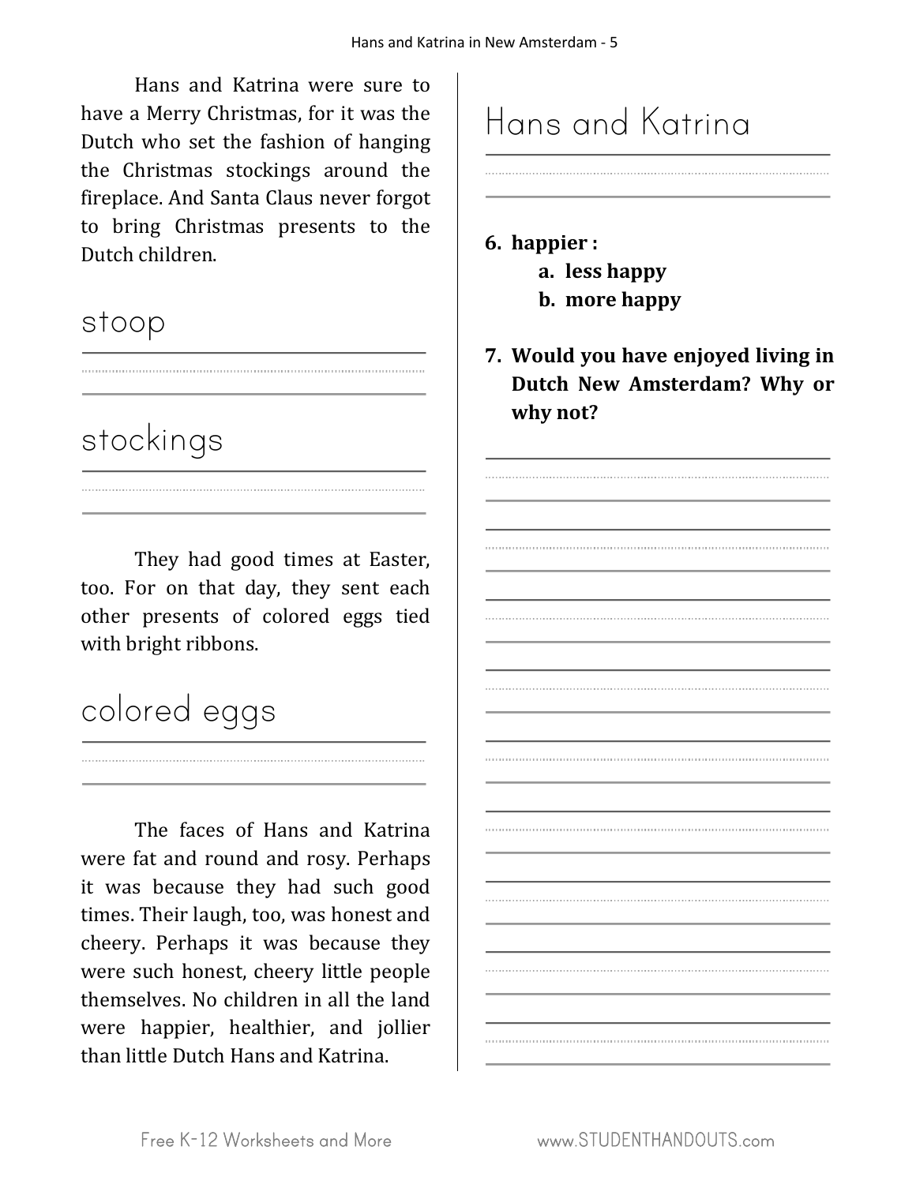Hans and Katrina were sure to have a Merry Christmas, for it was the Dutch who set the fashion of hanging the Christmas stockings around the fireplace. And Santa Claus never forgot to bring Christmas presents to the Dutch children.

stoop

stockings

They had good times at Easter, too. For on that day, they sent each other presents of colored eggs tied with bright ribbons.

colored eggs

The faces of Hans and Katrina were fat and round and rosy. Perhaps it was because they had such good times. Their laugh, too, was honest and cheery. Perhaps it was because they were such honest, cheery little people themselves. No children in all the land were happier, healthier, and jollier than little Dutch Hans and Katrina.

Hans and Katrina

**6. happier :**

**a. less happy**

**b. more happy**

**7. Would you have enjoyed living in Dutch New Amsterdam? Why or why not?**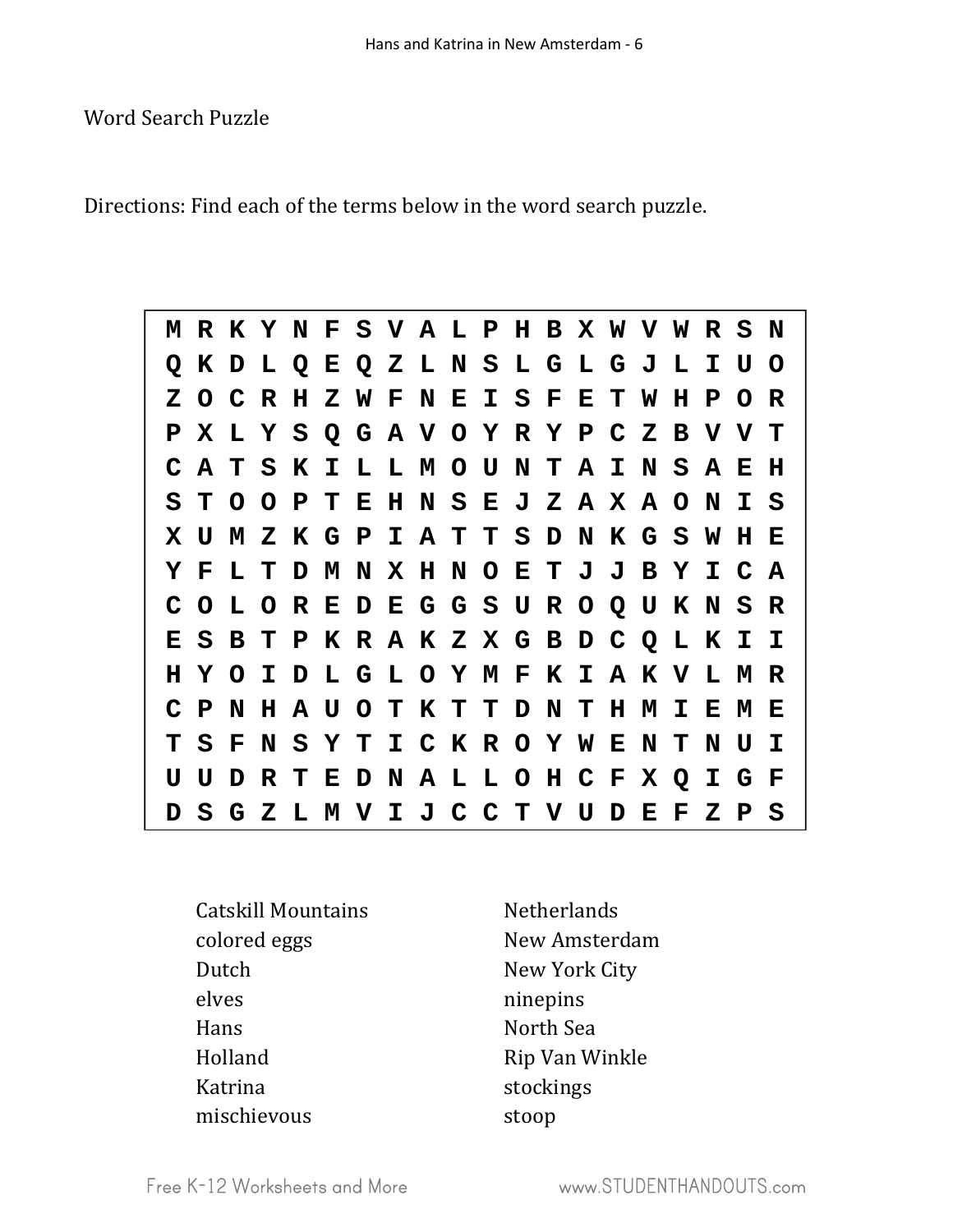Word Search Puzzle

Directions: Find each of the terms below in the word search puzzle.

```
M R K Y N F S V A L P H B X W V W R S N
Q K D L Q E Q Z L N S L G L G J L I U O
Z O C R H Z W F N E I S F E T W H P O R
P X L Y S Q G A V O Y R Y P C Z B V V T
C A T S K I L L M O U N T A I N S A E H
S T O O P T E H N S E J Z A X A O N I S
X U M Z K G P I A T T S D N K G S W H E
Y F L T D M N X H N O E T J J B Y I C A
C O L O R E D E G G S U R O Q U K N S R
E S B T P K R A K Z X G B D C Q L K I I
H Y O I D L G L O Y M F K I A K V L M R
C P N H A U O T K T T D N T H M I E M E
T S F N S Y T I C K R O Y W E N T N U I
U U D R T E D N A L L O H C F X Q I G F
D S G Z L M V I J C C T V U D E F Z P S
```

- Catskill Mountains
- colored eggs
- Dutch
- elves
- Hans
- Holland
- Katrina
- mischievous
- Netherlands
- New Amsterdam
- New York City
- ninepins
- North Sea
- Rip Van Winkle
- stockings
- stoop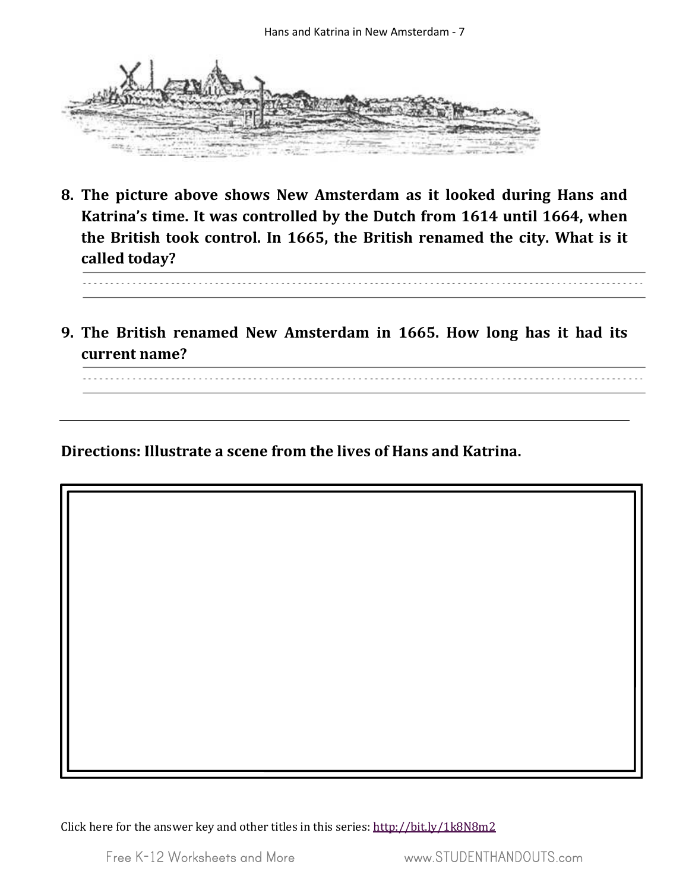8. **The picture above shows New Amsterdam as it looked during Hans and Katrina's time. It was controlled by the Dutch from 1614 until 1664, when the British took control. In 1665, the British renamed the city. What is it called today?**

9. **The British renamed New Amsterdam in 1665. How long has it had its current name?**

---

**Directions: Illustrate a scene from the lives of Hans and Katrina.**

Click here for the answer key and other titles in this series: http://bit.ly/1k8N8m2

Free K-12 Worksheets and More www.STUDENTHANDOUTS.com